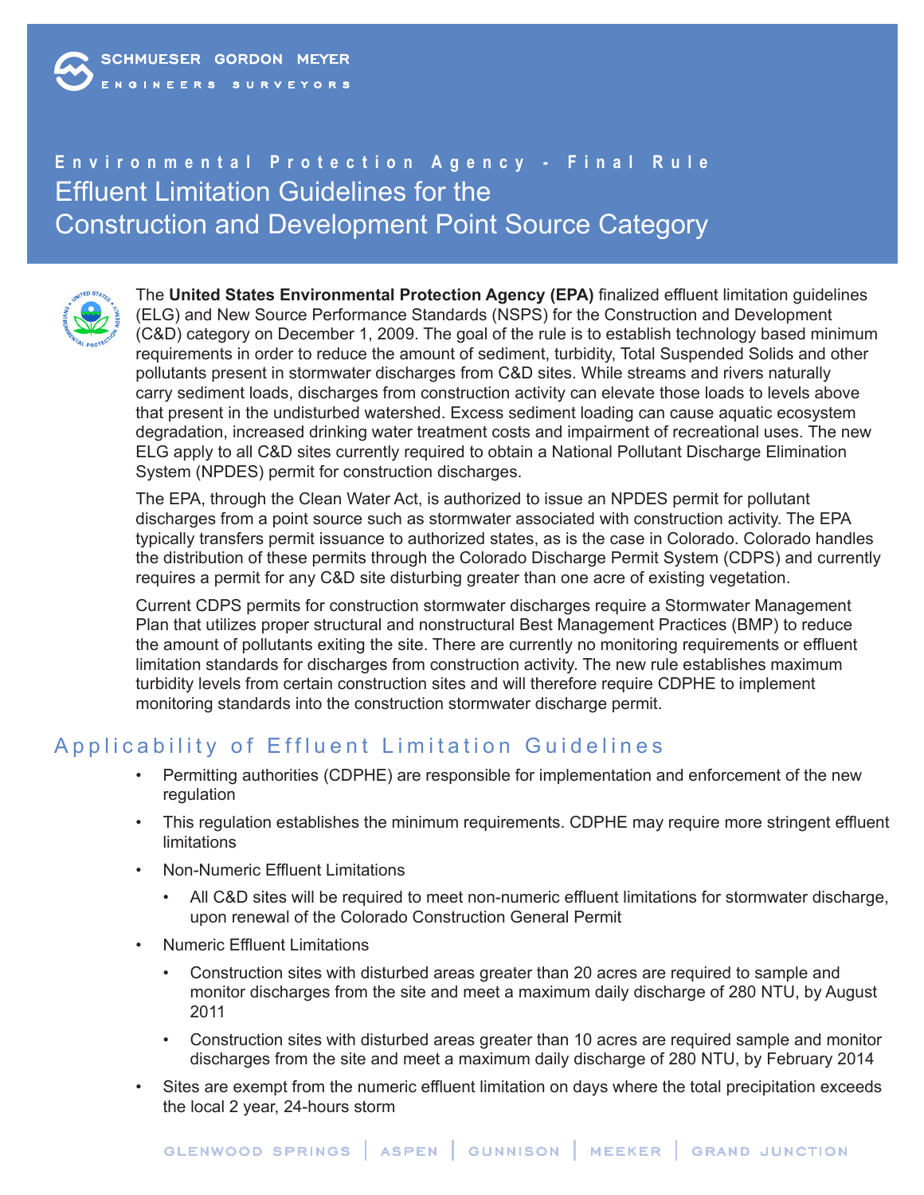**SCHMUESER GORDON MEYER**
ENGINEERS SURVEYORS

Environmental Protection Agency - Final Rule

# Effluent Limitation Guidelines for the Construction and Development Point Source Category

The **United States Environmental Protection Agency (EPA)** finalized effluent limitation guidelines (ELG) and New Source Performance Standards (NSPS) for the Construction and Development (C&D) category on December 1, 2009. The goal of the rule is to establish technology based minimum requirements in order to reduce the amount of sediment, turbidity, Total Suspended Solids and other pollutants present in stormwater discharges from C&D sites. While streams and rivers naturally carry sediment loads, discharges from construction activity can elevate those loads to levels above that present in the undisturbed watershed. Excess sediment loading can cause aquatic ecosystem degradation, increased drinking water treatment costs and impairment of recreational uses. The new ELG apply to all C&D sites currently required to obtain a National Pollutant Discharge Elimination System (NPDES) permit for construction discharges.

The EPA, through the Clean Water Act, is authorized to issue an NPDES permit for pollutant discharges from a point source such as stormwater associated with construction activity. The EPA typically transfers permit issuance to authorized states, as is the case in Colorado. Colorado handles the distribution of these permits through the Colorado Discharge Permit System (CDPS) and currently requires a permit for any C&D site disturbing greater than one acre of existing vegetation.

Current CDPS permits for construction stormwater discharges require a Stormwater Management Plan that utilizes proper structural and nonstructural Best Management Practices (BMP) to reduce the amount of pollutants exiting the site. There are currently no monitoring requirements or effluent limitation standards for discharges from construction activity. The new rule establishes maximum turbidity levels from certain construction sites and will therefore require CDPHE to implement monitoring standards into the construction stormwater discharge permit.

## Applicability of Effluent Limitation Guidelines

- Permitting authorities (CDPHE) are responsible for implementation and enforcement of the new regulation
- This regulation establishes the minimum requirements. CDPHE may require more stringent effluent limitations
- Non-Numeric Effluent Limitations
  - All C&D sites will be required to meet non-numeric effluent limitations for stormwater discharge, upon renewal of the Colorado Construction General Permit
- Numeric Effluent Limitations
  - Construction sites with disturbed areas greater than 20 acres are required to sample and monitor discharges from the site and meet a maximum daily discharge of 280 NTU, by August 2011
  - Construction sites with disturbed areas greater than 10 acres are required sample and monitor discharges from the site and meet a maximum daily discharge of 280 NTU, by February 2014
- Sites are exempt from the numeric effluent limitation on days where the total precipitation exceeds the local 2 year, 24-hours storm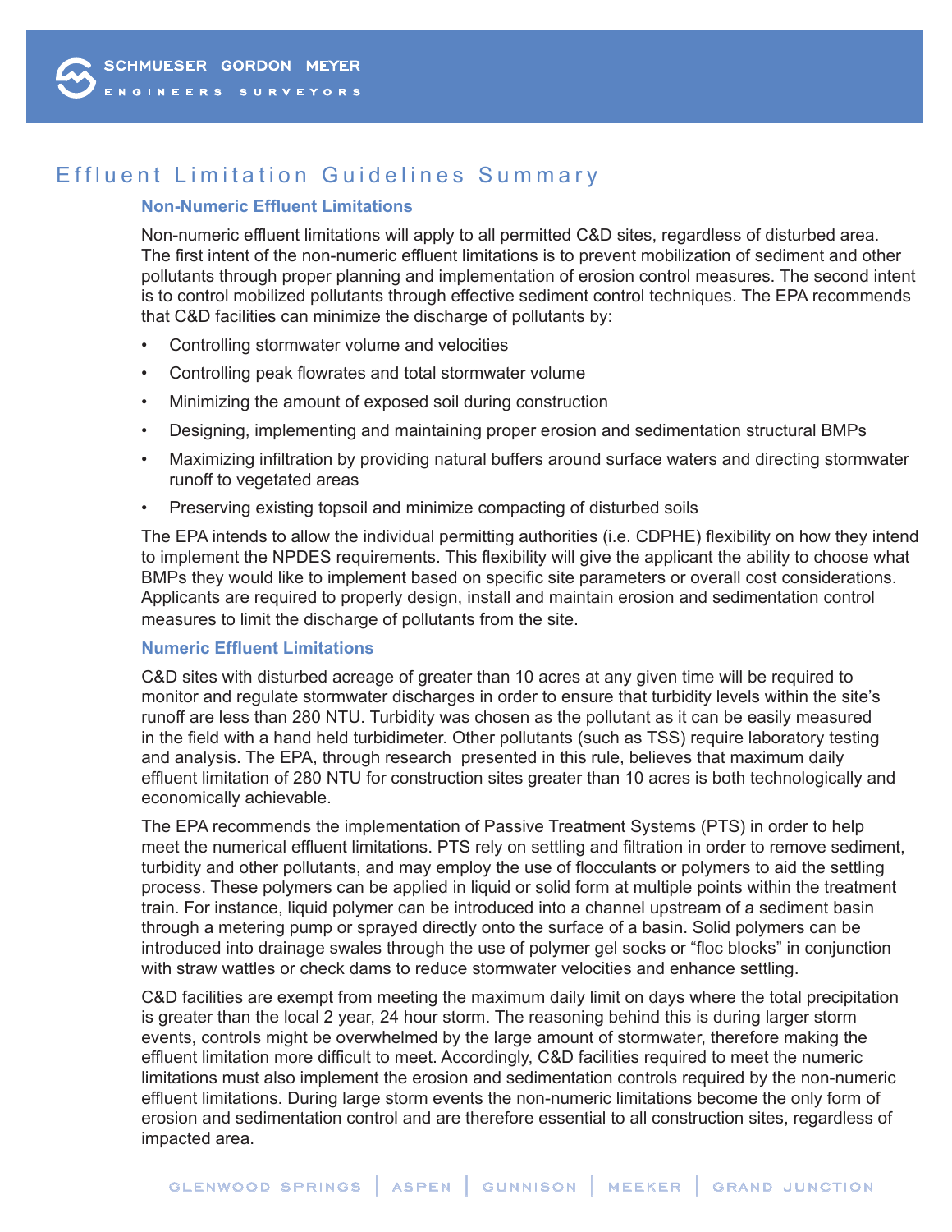# Effluent Limitation Guidelines Summary

### Non-Numeric Effluent Limitations

Non-numeric effluent limitations will apply to all permitted C&D sites, regardless of disturbed area. The first intent of the non-numeric effluent limitations is to prevent mobilization of sediment and other pollutants through proper planning and implementation of erosion control measures. The second intent is to control mobilized pollutants through effective sediment control techniques. The EPA recommends that C&D facilities can minimize the discharge of pollutants by:

- Controlling stormwater volume and velocities
- Controlling peak flowrates and total stormwater volume
- Minimizing the amount of exposed soil during construction
- Designing, implementing and maintaining proper erosion and sedimentation structural BMPs
- Maximizing infiltration by providing natural buffers around surface waters and directing stormwater runoff to vegetated areas
- Preserving existing topsoil and minimize compacting of disturbed soils

The EPA intends to allow the individual permitting authorities (i.e. CDPHE) flexibility on how they intend to implement the NPDES requirements. This flexibility will give the applicant the ability to choose what BMPs they would like to implement based on specific site parameters or overall cost considerations. Applicants are required to properly design, install and maintain erosion and sedimentation control measures to limit the discharge of pollutants from the site.

### Numeric Effluent Limitations

C&D sites with disturbed acreage of greater than 10 acres at any given time will be required to monitor and regulate stormwater discharges in order to ensure that turbidity levels within the site's runoff are less than 280 NTU. Turbidity was chosen as the pollutant as it can be easily measured in the field with a hand held turbidimeter. Other pollutants (such as TSS) require laboratory testing and analysis. The EPA, through research presented in this rule, believes that maximum daily effluent limitation of 280 NTU for construction sites greater than 10 acres is both technologically and economically achievable.

The EPA recommends the implementation of Passive Treatment Systems (PTS) in order to help meet the numerical effluent limitations. PTS rely on settling and filtration in order to remove sediment, turbidity and other pollutants, and may employ the use of flocculants or polymers to aid the settling process. These polymers can be applied in liquid or solid form at multiple points within the treatment train. For instance, liquid polymer can be introduced into a channel upstream of a sediment basin through a metering pump or sprayed directly onto the surface of a basin. Solid polymers can be introduced into drainage swales through the use of polymer gel socks or "floc blocks" in conjunction with straw wattles or check dams to reduce stormwater velocities and enhance settling.

C&D facilities are exempt from meeting the maximum daily limit on days where the total precipitation is greater than the local 2 year, 24 hour storm. The reasoning behind this is during larger storm events, controls might be overwhelmed by the large amount of stormwater, therefore making the effluent limitation more difficult to meet. Accordingly, C&D facilities required to meet the numeric limitations must also implement the erosion and sedimentation controls required by the non-numeric effluent limitations. During large storm events the non-numeric limitations become the only form of erosion and sedimentation control and are therefore essential to all construction sites, regardless of impacted area.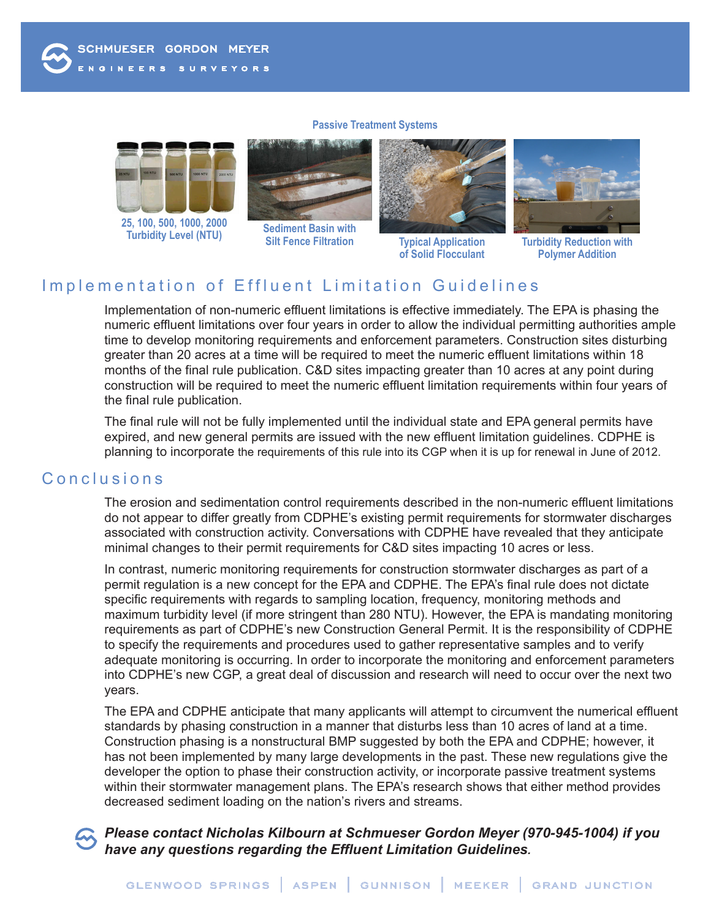Passive Treatment Systems

25, 100, 500, 1000, 2000 Turbidity Level (NTU)

Sediment Basin with Silt Fence Filtration

Typical Application of Solid Flocculant

Turbidity Reduction with Polymer Addition

## Implementation of Effluent Limitation Guidelines

Implementation of non-numeric effluent limitations is effective immediately. The EPA is phasing the numeric effluent limitations over four years in order to allow the individual permitting authorities ample time to develop monitoring requirements and enforcement parameters. Construction sites disturbing greater than 20 acres at a time will be required to meet the numeric effluent limitations within 18 months of the final rule publication. C&D sites impacting greater than 10 acres at any point during construction will be required to meet the numeric effluent limitation requirements within four years of the final rule publication.

The final rule will not be fully implemented until the individual state and EPA general permits have expired, and new general permits are issued with the new effluent limitation guidelines. CDPHE is planning to incorporate the requirements of this rule into its CGP when it is up for renewal in June of 2012.

## Conclusions

The erosion and sedimentation control requirements described in the non-numeric effluent limitations do not appear to differ greatly from CDPHE's existing permit requirements for stormwater discharges associated with construction activity. Conversations with CDPHE have revealed that they anticipate minimal changes to their permit requirements for C&D sites impacting 10 acres or less.

In contrast, numeric monitoring requirements for construction stormwater discharges as part of a permit regulation is a new concept for the EPA and CDPHE. The EPA's final rule does not dictate specific requirements with regards to sampling location, frequency, monitoring methods and maximum turbidity level (if more stringent than 280 NTU). However, the EPA is mandating monitoring requirements as part of CDPHE's new Construction General Permit. It is the responsibility of CDPHE to specify the requirements and procedures used to gather representative samples and to verify adequate monitoring is occurring. In order to incorporate the monitoring and enforcement parameters into CDPHE's new CGP, a great deal of discussion and research will need to occur over the next two years.

The EPA and CDPHE anticipate that many applicants will attempt to circumvent the numerical effluent standards by phasing construction in a manner that disturbs less than 10 acres of land at a time. Construction phasing is a nonstructural BMP suggested by both the EPA and CDPHE; however, it has not been implemented by many large developments in the past. These new regulations give the developer the option to phase their construction activity, or incorporate passive treatment systems within their stormwater management plans. The EPA's research shows that either method provides decreased sediment loading on the nation's rivers and streams.

***Please contact Nicholas Kilbourn at Schmueser Gordon Meyer (970-945-1004) if you have any questions regarding the Effluent Limitation Guidelines.***